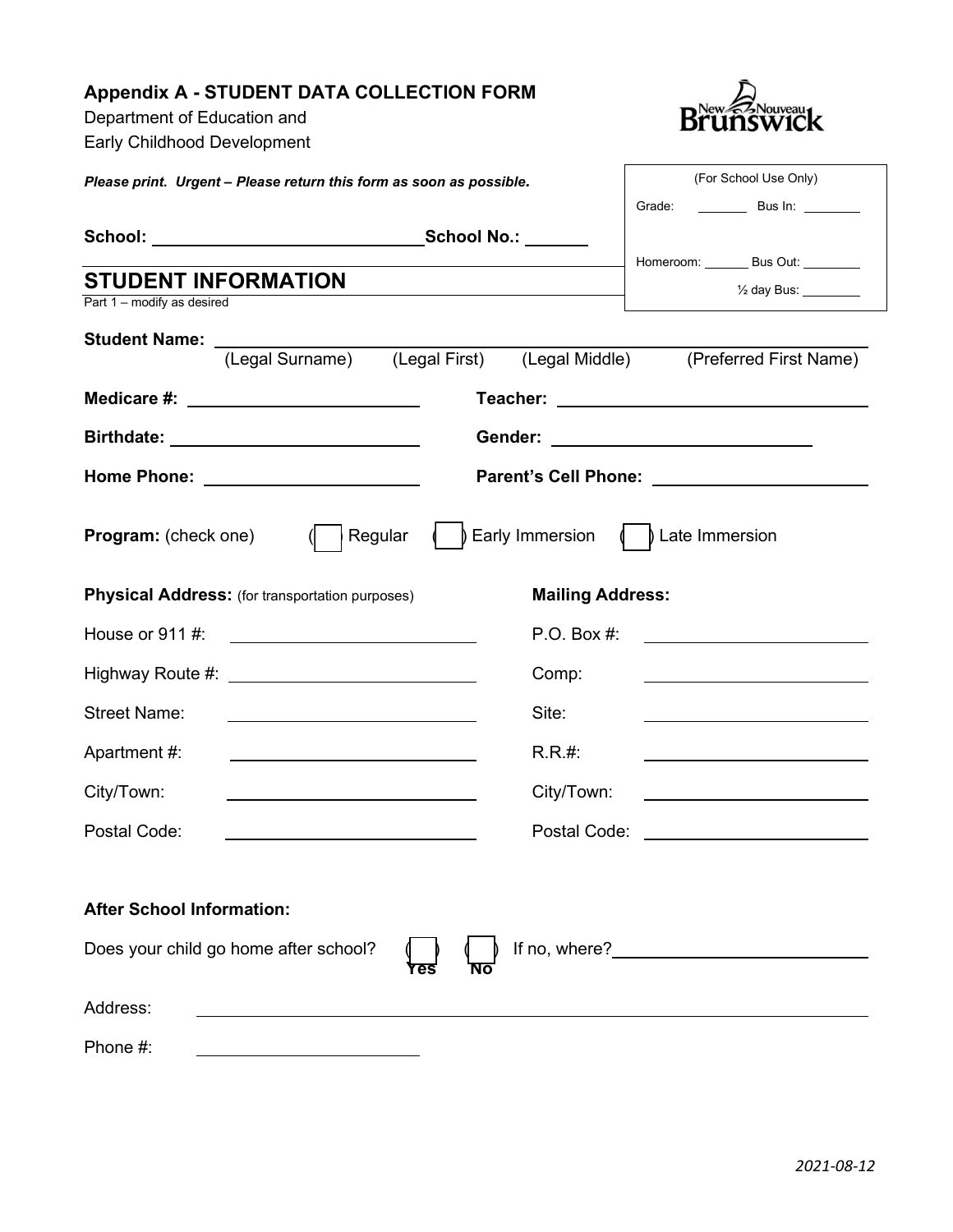## Appendix A - STUDENT DATA COLLECTION FORM

Department of Education and
Early Childhood Development

***Please print. Urgent – Please return this form as soon as possible.***

| (For School Use Only) | |
|---|---|
| Grade: ________ | Bus In: ________ |
| Homeroom: ______ | Bus Out: ________ |
| | ½ day Bus: ________ |

**School:** ____________________________ **School No.:** _______

## STUDENT INFORMATION

Part 1 – modify as desired

**Student Name:** ______________________________________________________________
(Legal Surname) (Legal First) (Legal Middle) (Preferred First Name)

**Medicare #:** ________________________ **Teacher:** ________________________________

**Birthdate:** _________________________ **Gender:** ___________________________

**Home Phone:** ______________________ **Parent's Cell Phone:** ______________________

**Program:** (check one) ( ) Regular ( ) Early Immersion ( ) Late Immersion

**Physical Address:** (for transportation purposes)

House or 911 #: ________________________

Highway Route #: ________________________

Street Name: ________________________

Apartment #: ________________________

City/Town: ________________________

Postal Code: ________________________

**Mailing Address:**

P.O. Box #: ________________________

Comp: ________________________

Site: ________________________

R.R.#: ________________________

City/Town: ________________________

Postal Code: ________________________

**After School Information:**

Does your child go home after school? ( ) **Yes** ( ) **No** If no, where? ________________________

Address: ______________________________________________________________

Phone #: ________________________

*2021-08-12*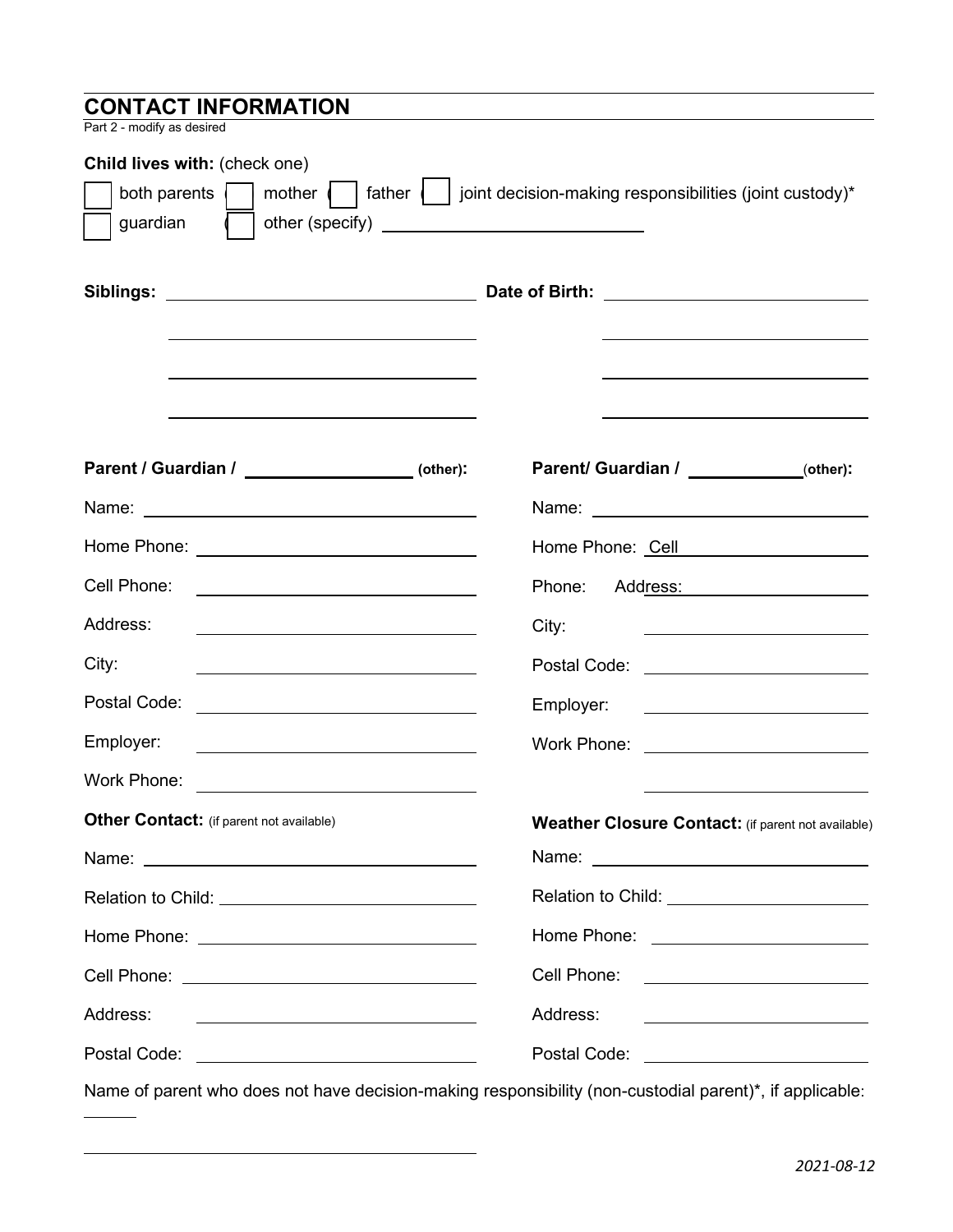## CONTACT INFORMATION

Part 2 - modify as desired

**Child lives with:** (check one)

☐ both parents ☐ mother ☐ father ☐ joint decision-making responsibilities (joint custody)*
☐ guardian ☐ other (specify) ______________________

**Siblings:** ______________________ **Date of Birth:** ______________________

______________________ ______________________

______________________ ______________________

______________________ ______________________

**Parent / Guardian / ______________ (other):**

Name: ______________________

Home Phone: ______________________

Cell Phone: ______________________

Address: ______________________

City: ______________________

Postal Code: ______________________

Employer: ______________________

Work Phone: ______________________

**Parent/ Guardian / ______________ (other):**

Name: ______________________

Home Phone: Cell ______________________

Phone: Address: ______________________

City: ______________________

Postal Code: ______________________

Employer: ______________________

Work Phone: ______________________

______________________

**Other Contact:** (if parent not available)

Name: ______________________

Relation to Child: ______________________

Home Phone: ______________________

Cell Phone: ______________________

Address: ______________________

Postal Code: ______________________

**Weather Closure Contact:** (if parent not available)

Name: ______________________

Relation to Child: ______________________

Home Phone: ______________________

Cell Phone: ______________________

Address: ______________________

Postal Code: ______________________

Name of parent who does not have decision-making responsibility (non-custodial parent)*, if applicable: ______

______________________

*2021-08-12*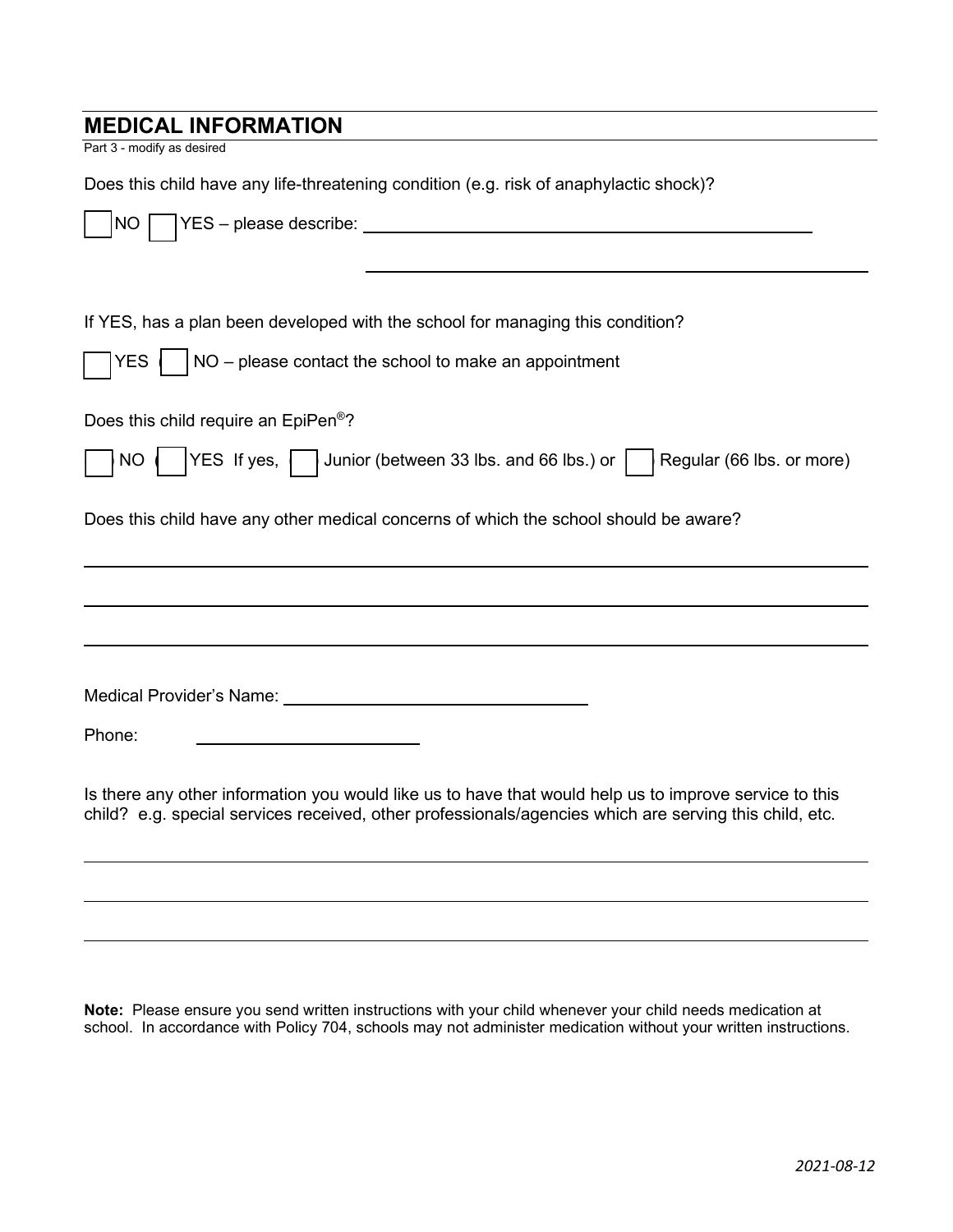## MEDICAL INFORMATION

Part 3 - modify as desired

Does this child have any life-threatening condition (e.g. risk of anaphylactic shock)?

☐ NO ☐ YES – please describe: ______________________________________________

______________________________________________

If YES, has a plan been developed with the school for managing this condition?

☐ YES ☐ NO – please contact the school to make an appointment

Does this child require an EpiPen®?

☐ NO ☐ YES If yes, ☐ Junior (between 33 lbs. and 66 lbs.) or ☐ Regular (66 lbs. or more)

Does this child have any other medical concerns of which the school should be aware?

______________________________________________

______________________________________________

______________________________________________

Medical Provider's Name: ______________________________

Phone: ______________________

Is there any other information you would like us to have that would help us to improve service to this child? e.g. special services received, other professionals/agencies which are serving this child, etc.

______________________________________________

______________________________________________

______________________________________________

**Note:** Please ensure you send written instructions with your child whenever your child needs medication at school. In accordance with Policy 704, schools may not administer medication without your written instructions.

*2021-08-12*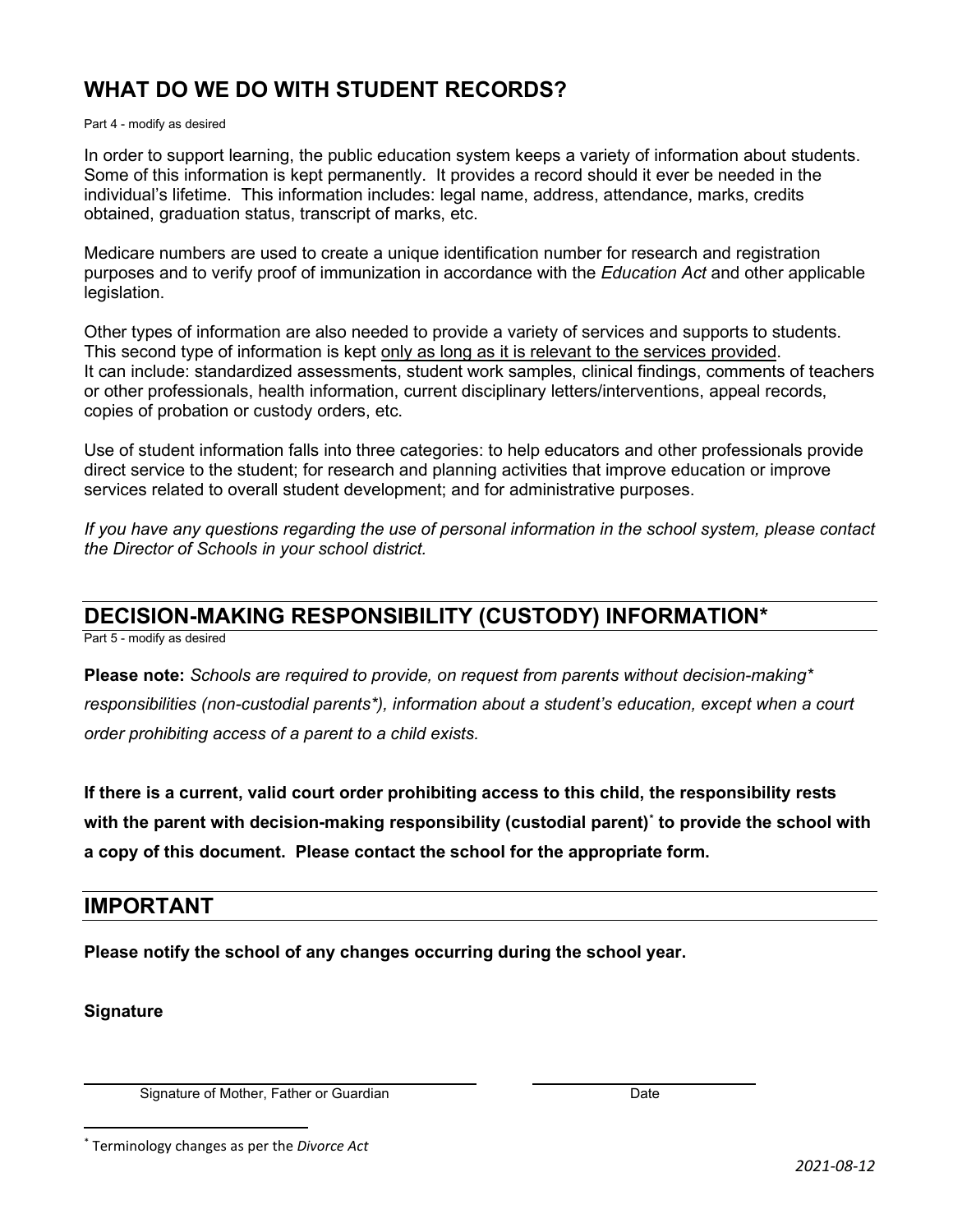## WHAT DO WE DO WITH STUDENT RECORDS?

Part 4 - modify as desired

In order to support learning, the public education system keeps a variety of information about students. Some of this information is kept permanently. It provides a record should it ever be needed in the individual's lifetime. This information includes: legal name, address, attendance, marks, credits obtained, graduation status, transcript of marks, etc.

Medicare numbers are used to create a unique identification number for research and registration purposes and to verify proof of immunization in accordance with the *Education Act* and other applicable legislation.

Other types of information are also needed to provide a variety of services and supports to students. This second type of information is kept <u>only as long as it is relevant to the services provided</u>. It can include: standardized assessments, student work samples, clinical findings, comments of teachers or other professionals, health information, current disciplinary letters/interventions, appeal records, copies of probation or custody orders, etc.

Use of student information falls into three categories: to help educators and other professionals provide direct service to the student; for research and planning activities that improve education or improve services related to overall student development; and for administrative purposes.

*If you have any questions regarding the use of personal information in the school system, please contact the Director of Schools in your school district.*

## DECISION-MAKING RESPONSIBILITY (CUSTODY) INFORMATION*

Part 5 - modify as desired

**Please note:** *Schools are required to provide, on request from parents without decision-making* responsibilities (non-custodial parents*), information about a student's education, except when a court order prohibiting access of a parent to a child exists.*

**If there is a current, valid court order prohibiting access to this child, the responsibility rests with the parent with decision-making responsibility (custodial parent)* to provide the school with a copy of this document. Please contact the school for the appropriate form.**

## IMPORTANT

**Please notify the school of any changes occurring during the school year.**

**Signature**

| Signature of Mother, Father or Guardian | Date |
|---|---|

\* Terminology changes as per the *Divorce Act*

*2021-08-12*